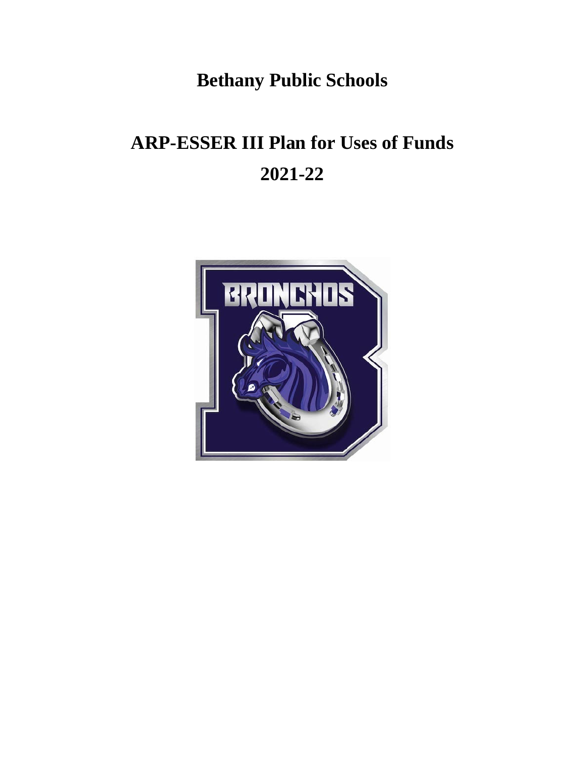# Bethany Public Schools

# ARP-ESSER III Plan for Uses of Funds

# 2021-22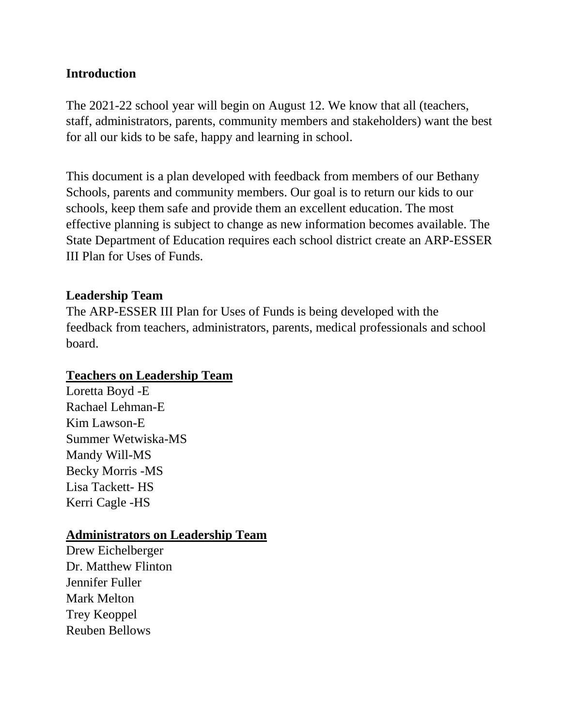**Introduction**

The 2021-22 school year will begin on August 12. We know that all (teachers, staff, administrators, parents, community members and stakeholders) want the best for all our kids to be safe, happy and learning in school.

This document is a plan developed with feedback from members of our Bethany Schools, parents and community members. Our goal is to return our kids to our schools, keep them safe and provide them an excellent education. The most effective planning is subject to change as new information becomes available. The State Department of Education requires each school district create an ARP-ESSER III Plan for Uses of Funds.

**Leadership Team**

The ARP-ESSER III Plan for Uses of Funds is being developed with the feedback from teachers, administrators, parents, medical professionals and school board.

**Teachers on Leadership Team**

Loretta Boyd -E
Rachael Lehman-E
Kim Lawson-E
Summer Wetwiska-MS
Mandy Will-MS
Becky Morris -MS
Lisa Tackett- HS
Kerri Cagle -HS

**Administrators on Leadership Team**

Drew Eichelberger
Dr. Matthew Flinton
Jennifer Fuller
Mark Melton
Trey Keoppel
Reuben Bellows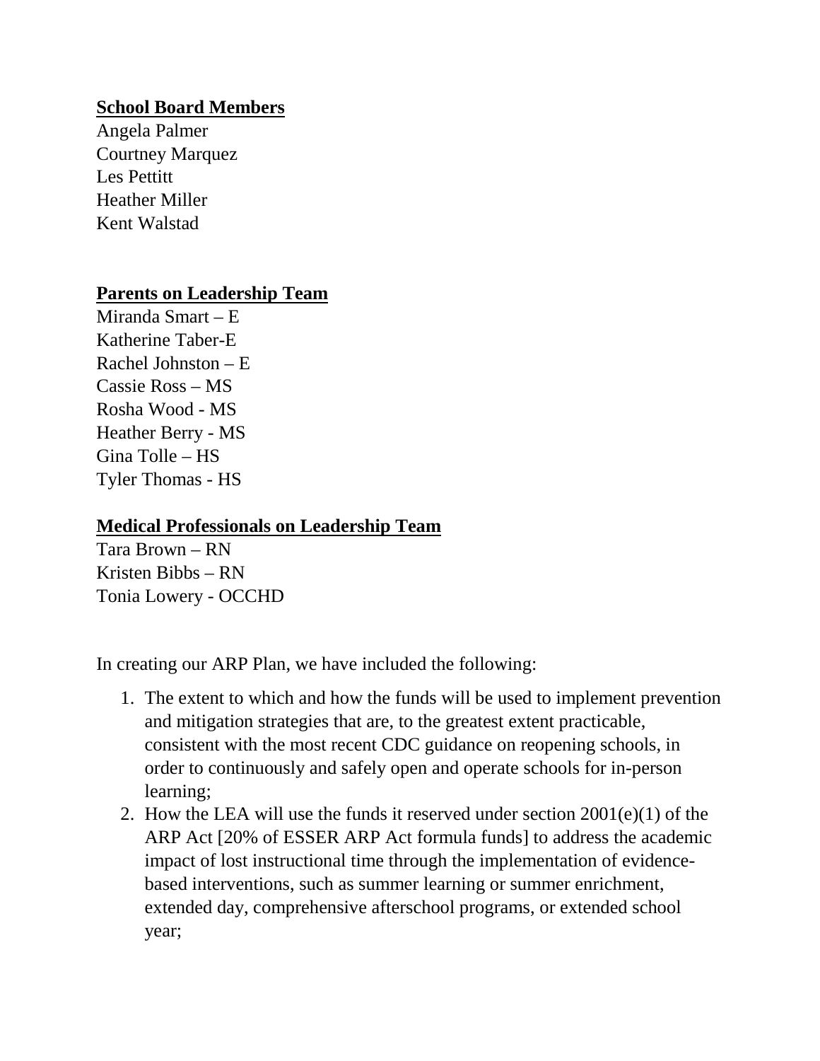**School Board Members**

Angela Palmer
Courtney Marquez
Les Pettitt
Heather Miller
Kent Walstad

**Parents on Leadership Team**

Miranda Smart – E
Katherine Taber-E
Rachel Johnston – E
Cassie Ross – MS
Rosha Wood - MS
Heather Berry - MS
Gina Tolle – HS
Tyler Thomas - HS

**Medical Professionals on Leadership Team**

Tara Brown – RN
Kristen Bibbs – RN
Tonia Lowery - OCCHD

In creating our ARP Plan, we have included the following:

1. The extent to which and how the funds will be used to implement prevention and mitigation strategies that are, to the greatest extent practicable, consistent with the most recent CDC guidance on reopening schools, in order to continuously and safely open and operate schools for in-person learning;
2. How the LEA will use the funds it reserved under section 2001(e)(1) of the ARP Act [20% of ESSER ARP Act formula funds] to address the academic impact of lost instructional time through the implementation of evidence-based interventions, such as summer learning or summer enrichment, extended day, comprehensive afterschool programs, or extended school year;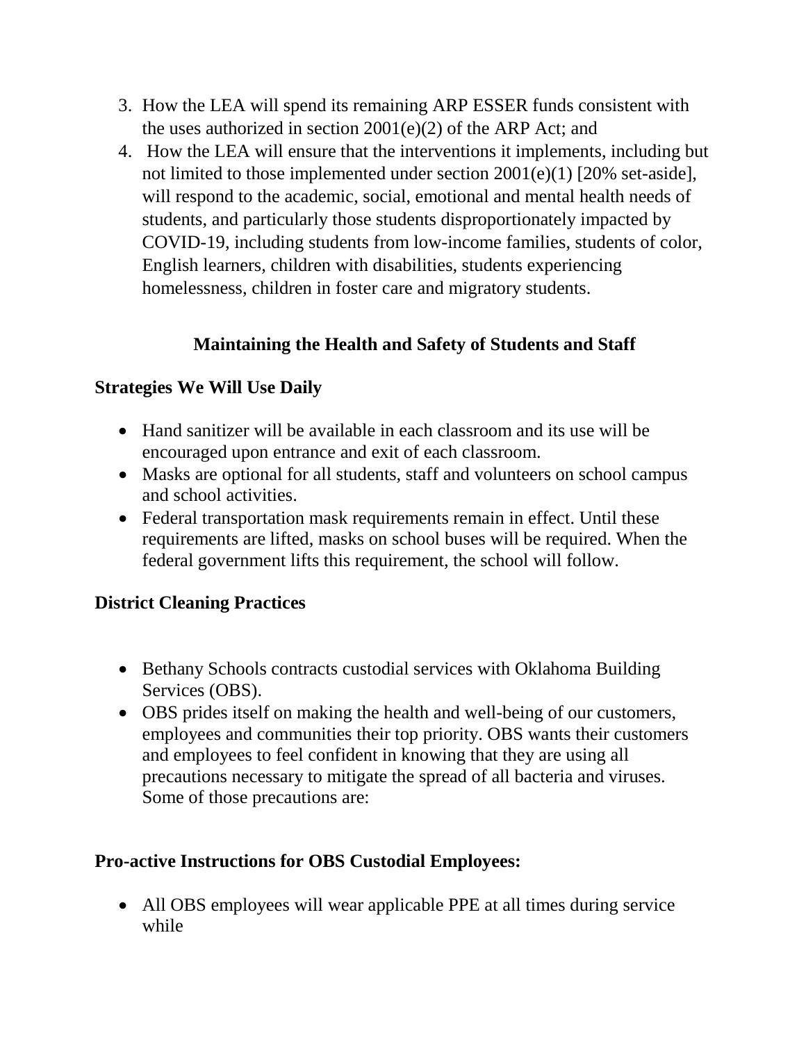3. How the LEA will spend its remaining ARP ESSER funds consistent with the uses authorized in section 2001(e)(2) of the ARP Act; and
4. How the LEA will ensure that the interventions it implements, including but not limited to those implemented under section 2001(e)(1) [20% set-aside], will respond to the academic, social, emotional and mental health needs of students, and particularly those students disproportionately impacted by COVID-19, including students from low-income families, students of color, English learners, children with disabilities, students experiencing homelessness, children in foster care and migratory students.

## Maintaining the Health and Safety of Students and Staff

### Strategies We Will Use Daily

- Hand sanitizer will be available in each classroom and its use will be encouraged upon entrance and exit of each classroom.
- Masks are optional for all students, staff and volunteers on school campus and school activities.
- Federal transportation mask requirements remain in effect. Until these requirements are lifted, masks on school buses will be required. When the federal government lifts this requirement, the school will follow.

### District Cleaning Practices

- Bethany Schools contracts custodial services with Oklahoma Building Services (OBS).
- OBS prides itself on making the health and well-being of our customers, employees and communities their top priority. OBS wants their customers and employees to feel confident in knowing that they are using all precautions necessary to mitigate the spread of all bacteria and viruses. Some of those precautions are:

### Pro-active Instructions for OBS Custodial Employees:

- All OBS employees will wear applicable PPE at all times during service while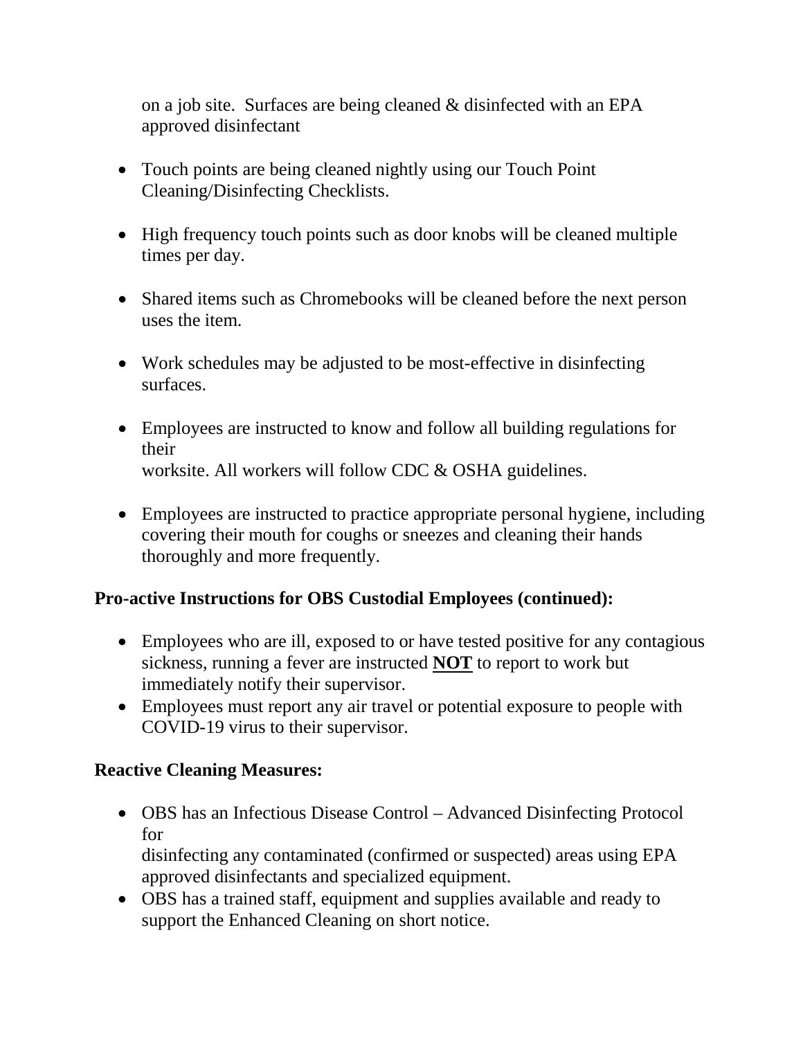on a job site. Surfaces are being cleaned & disinfected with an EPA approved disinfectant

- Touch points are being cleaned nightly using our Touch Point Cleaning/Disinfecting Checklists.

- High frequency touch points such as door knobs will be cleaned multiple times per day.

- Shared items such as Chromebooks will be cleaned before the next person uses the item.

- Work schedules may be adjusted to be most-effective in disinfecting surfaces.

- Employees are instructed to know and follow all building regulations for their worksite. All workers will follow CDC & OSHA guidelines.

- Employees are instructed to practice appropriate personal hygiene, including covering their mouth for coughs or sneezes and cleaning their hands thoroughly and more frequently.

**Pro-active Instructions for OBS Custodial Employees (continued):**

- Employees who are ill, exposed to or have tested positive for any contagious sickness, running a fever are instructed **<u>NOT</u>** to report to work but immediately notify their supervisor.
- Employees must report any air travel or potential exposure to people with COVID-19 virus to their supervisor.

**Reactive Cleaning Measures:**

- OBS has an Infectious Disease Control – Advanced Disinfecting Protocol for disinfecting any contaminated (confirmed or suspected) areas using EPA approved disinfectants and specialized equipment.
- OBS has a trained staff, equipment and supplies available and ready to support the Enhanced Cleaning on short notice.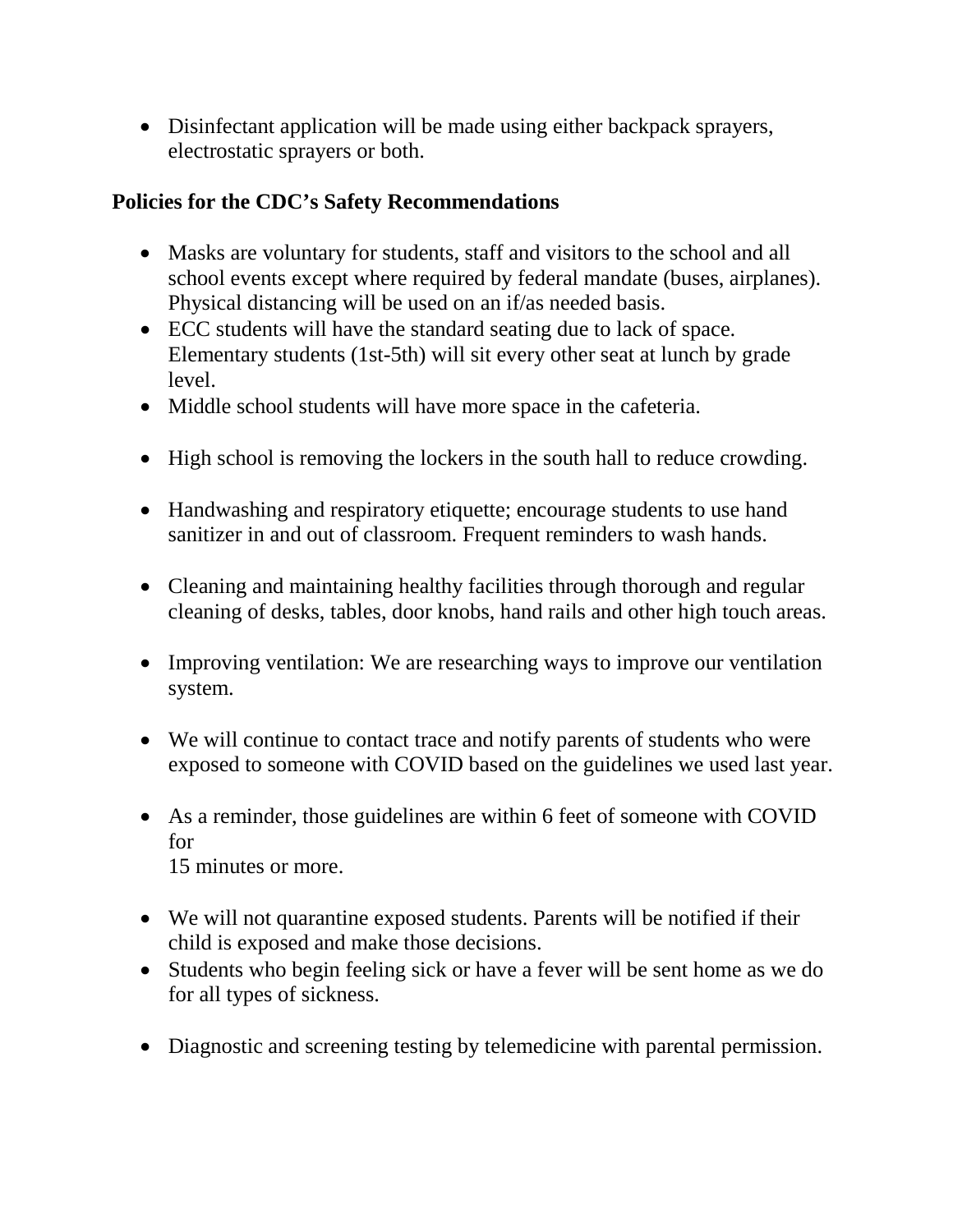- Disinfectant application will be made using either backpack sprayers, electrostatic sprayers or both.

**Policies for the CDC's Safety Recommendations**

- Masks are voluntary for students, staff and visitors to the school and all school events except where required by federal mandate (buses, airplanes). Physical distancing will be used on an if/as needed basis.
- ECC students will have the standard seating due to lack of space. Elementary students (1st-5th) will sit every other seat at lunch by grade level.
- Middle school students will have more space in the cafeteria.
- High school is removing the lockers in the south hall to reduce crowding.
- Handwashing and respiratory etiquette; encourage students to use hand sanitizer in and out of classroom. Frequent reminders to wash hands.
- Cleaning and maintaining healthy facilities through thorough and regular cleaning of desks, tables, door knobs, hand rails and other high touch areas.
- Improving ventilation: We are researching ways to improve our ventilation system.
- We will continue to contact trace and notify parents of students who were exposed to someone with COVID based on the guidelines we used last year.
- As a reminder, those guidelines are within 6 feet of someone with COVID for 15 minutes or more.
- We will not quarantine exposed students. Parents will be notified if their child is exposed and make those decisions.
- Students who begin feeling sick or have a fever will be sent home as we do for all types of sickness.
- Diagnostic and screening testing by telemedicine with parental permission.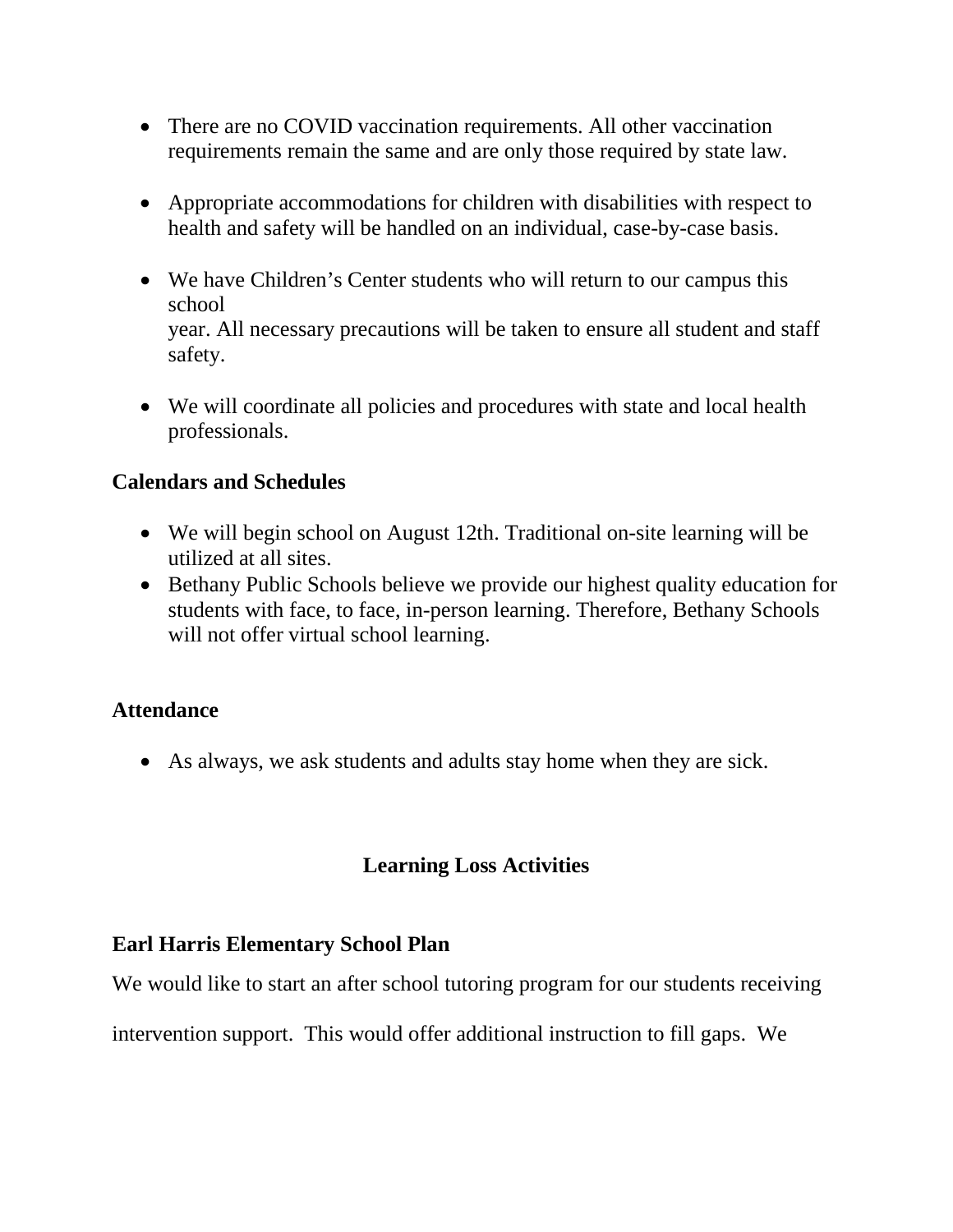- There are no COVID vaccination requirements. All other vaccination requirements remain the same and are only those required by state law.

- Appropriate accommodations for children with disabilities with respect to health and safety will be handled on an individual, case-by-case basis.

- We have Children's Center students who will return to our campus this school year. All necessary precautions will be taken to ensure all student and staff safety.

- We will coordinate all policies and procedures with state and local health professionals.

**Calendars and Schedules**

- We will begin school on August 12th. Traditional on-site learning will be utilized at all sites.
- Bethany Public Schools believe we provide our highest quality education for students with face, to face, in-person learning. Therefore, Bethany Schools will not offer virtual school learning.

**Attendance**

- As always, we ask students and adults stay home when they are sick.

## Learning Loss Activities

**Earl Harris Elementary School Plan**

We would like to start an after school tutoring program for our students receiving intervention support. This would offer additional instruction to fill gaps. We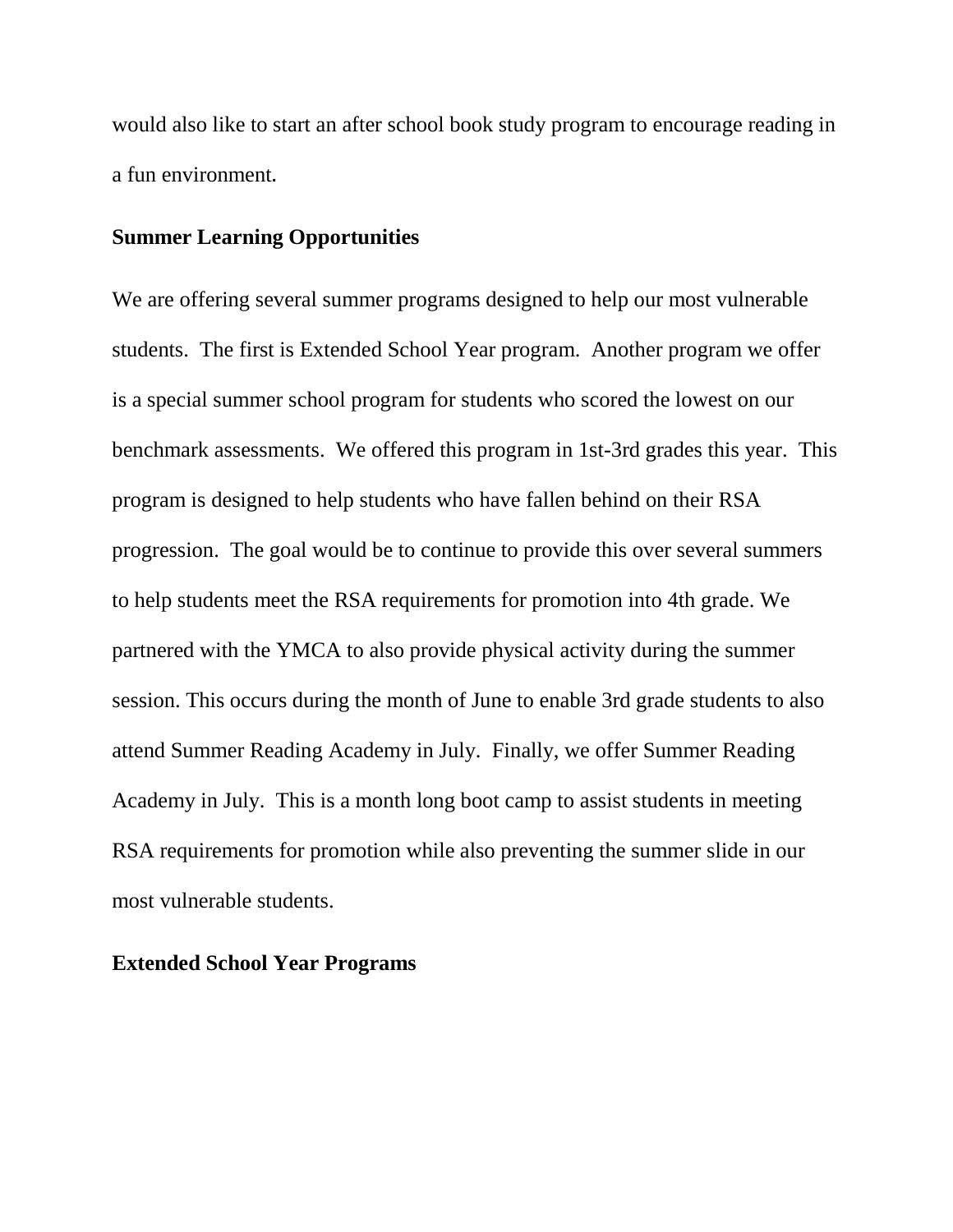would also like to start an after school book study program to encourage reading in a fun environment.

**Summer Learning Opportunities**

We are offering several summer programs designed to help our most vulnerable students. The first is Extended School Year program. Another program we offer is a special summer school program for students who scored the lowest on our benchmark assessments. We offered this program in 1st-3rd grades this year. This program is designed to help students who have fallen behind on their RSA progression. The goal would be to continue to provide this over several summers to help students meet the RSA requirements for promotion into 4th grade. We partnered with the YMCA to also provide physical activity during the summer session. This occurs during the month of June to enable 3rd grade students to also attend Summer Reading Academy in July. Finally, we offer Summer Reading Academy in July. This is a month long boot camp to assist students in meeting RSA requirements for promotion while also preventing the summer slide in our most vulnerable students.

**Extended School Year Programs**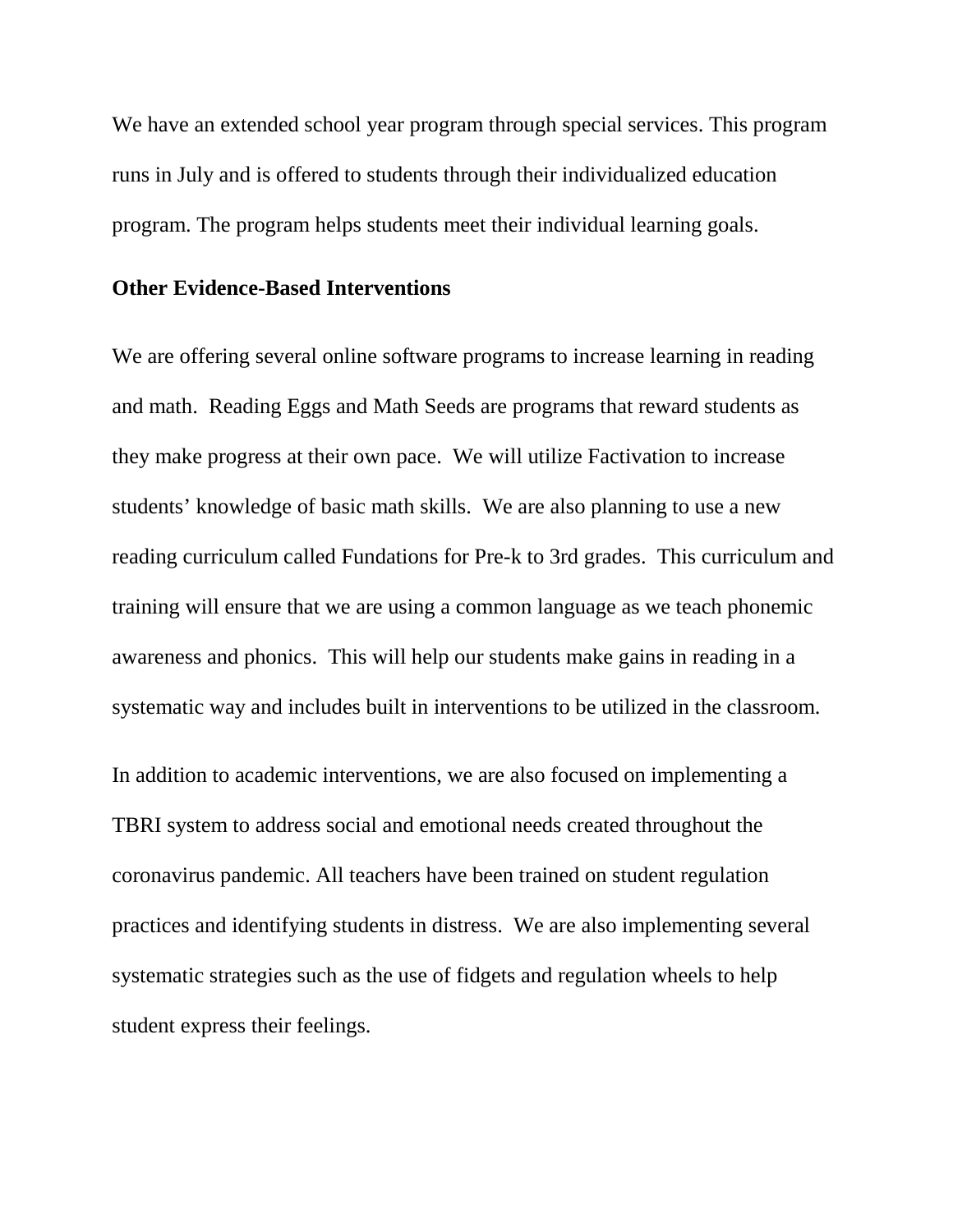We have an extended school year program through special services. This program runs in July and is offered to students through their individualized education program. The program helps students meet their individual learning goals.

**Other Evidence-Based Interventions**

We are offering several online software programs to increase learning in reading and math. Reading Eggs and Math Seeds are programs that reward students as they make progress at their own pace. We will utilize Factivation to increase students' knowledge of basic math skills. We are also planning to use a new reading curriculum called Fundations for Pre-k to 3rd grades. This curriculum and training will ensure that we are using a common language as we teach phonemic awareness and phonics. This will help our students make gains in reading in a systematic way and includes built in interventions to be utilized in the classroom.

In addition to academic interventions, we are also focused on implementing a TBRI system to address social and emotional needs created throughout the coronavirus pandemic. All teachers have been trained on student regulation practices and identifying students in distress. We are also implementing several systematic strategies such as the use of fidgets and regulation wheels to help student express their feelings.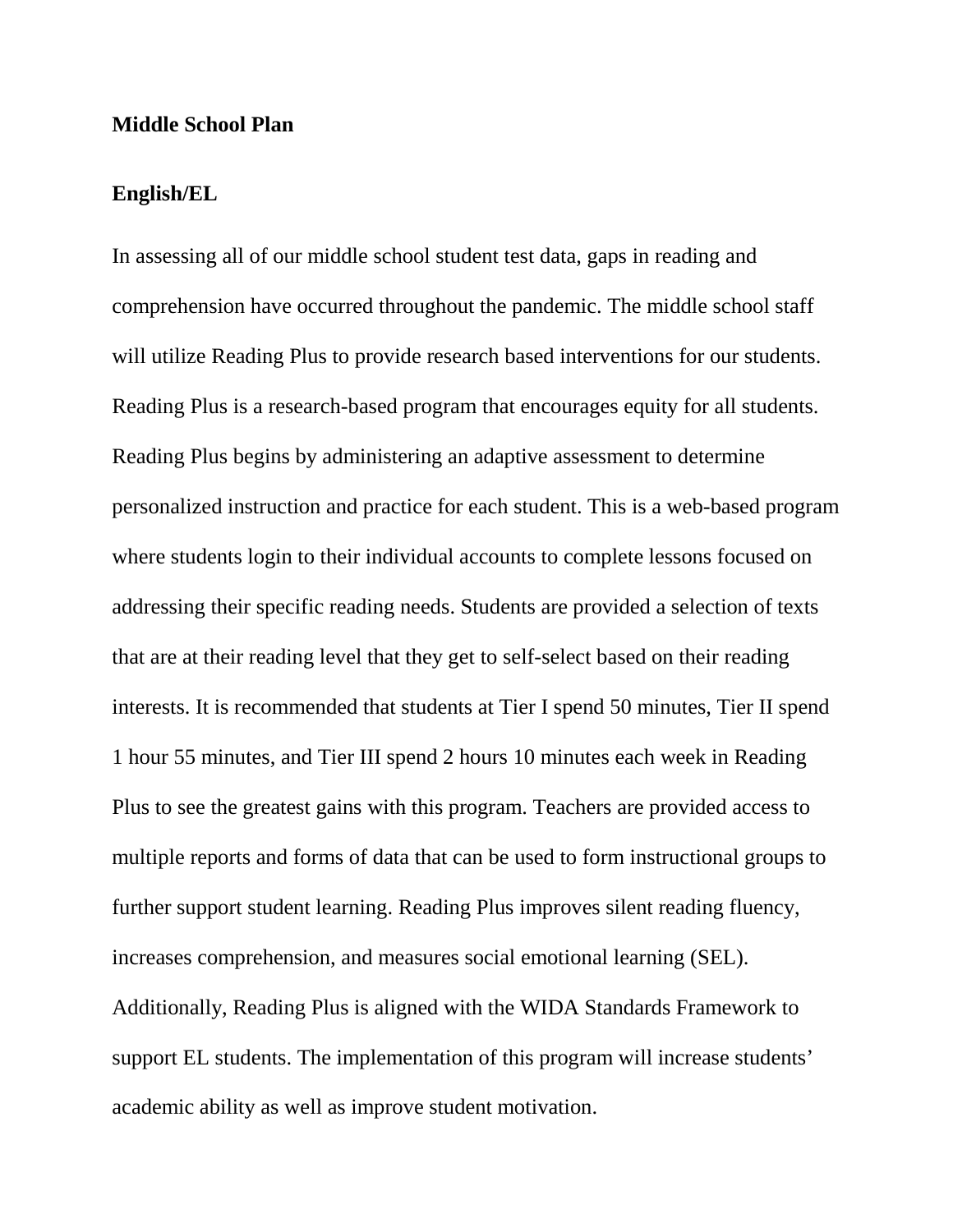**Middle School Plan**

**English/EL**

In assessing all of our middle school student test data, gaps in reading and comprehension have occurred throughout the pandemic. The middle school staff will utilize Reading Plus to provide research based interventions for our students. Reading Plus is a research-based program that encourages equity for all students. Reading Plus begins by administering an adaptive assessment to determine personalized instruction and practice for each student. This is a web-based program where students login to their individual accounts to complete lessons focused on addressing their specific reading needs. Students are provided a selection of texts that are at their reading level that they get to self-select based on their reading interests. It is recommended that students at Tier I spend 50 minutes, Tier II spend 1 hour 55 minutes, and Tier III spend 2 hours 10 minutes each week in Reading Plus to see the greatest gains with this program. Teachers are provided access to multiple reports and forms of data that can be used to form instructional groups to further support student learning. Reading Plus improves silent reading fluency, increases comprehension, and measures social emotional learning (SEL). Additionally, Reading Plus is aligned with the WIDA Standards Framework to support EL students. The implementation of this program will increase students' academic ability as well as improve student motivation.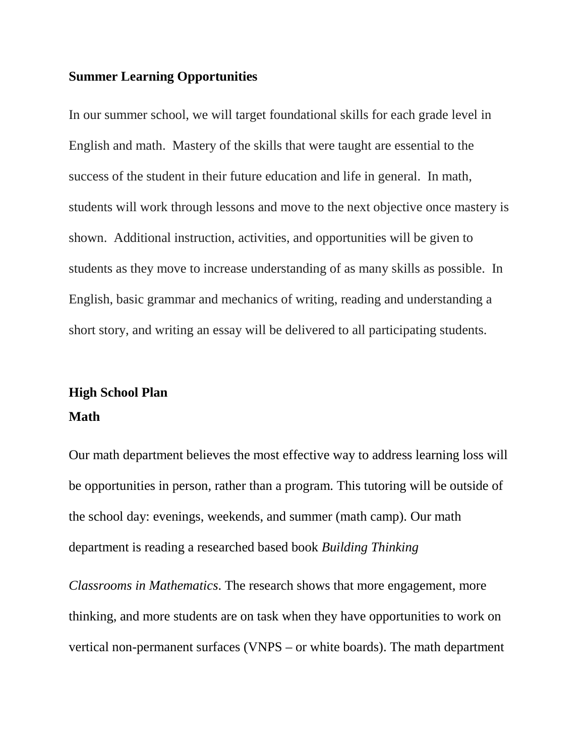**Summer Learning Opportunities**

In our summer school, we will target foundational skills for each grade level in English and math. Mastery of the skills that were taught are essential to the success of the student in their future education and life in general. In math, students will work through lessons and move to the next objective once mastery is shown. Additional instruction, activities, and opportunities will be given to students as they move to increase understanding of as many skills as possible. In English, basic grammar and mechanics of writing, reading and understanding a short story, and writing an essay will be delivered to all participating students.

**High School Plan**

**Math**

Our math department believes the most effective way to address learning loss will be opportunities in person, rather than a program. This tutoring will be outside of the school day: evenings, weekends, and summer (math camp). Our math department is reading a researched based book *Building Thinking Classrooms in Mathematics*. The research shows that more engagement, more thinking, and more students are on task when they have opportunities to work on vertical non-permanent surfaces (VNPS – or white boards). The math department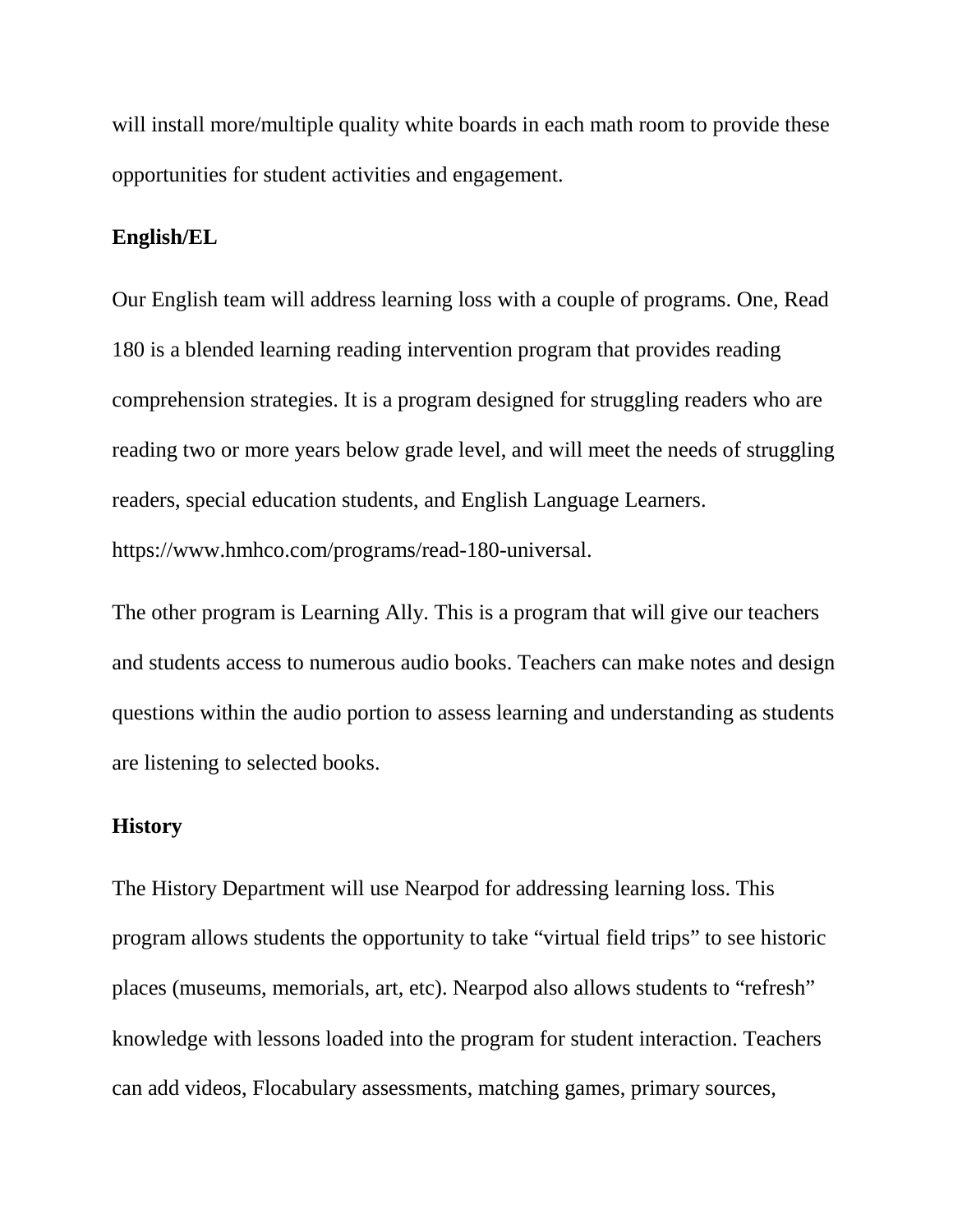will install more/multiple quality white boards in each math room to provide these opportunities for student activities and engagement.

**English/EL**

Our English team will address learning loss with a couple of programs. One, Read 180 is a blended learning reading intervention program that provides reading comprehension strategies. It is a program designed for struggling readers who are reading two or more years below grade level, and will meet the needs of struggling readers, special education students, and English Language Learners. https://www.hmhco.com/programs/read-180-universal.

The other program is Learning Ally. This is a program that will give our teachers and students access to numerous audio books. Teachers can make notes and design questions within the audio portion to assess learning and understanding as students are listening to selected books.

**History**

The History Department will use Nearpod for addressing learning loss. This program allows students the opportunity to take "virtual field trips" to see historic places (museums, memorials, art, etc). Nearpod also allows students to "refresh" knowledge with lessons loaded into the program for student interaction. Teachers can add videos, Flocabulary assessments, matching games, primary sources,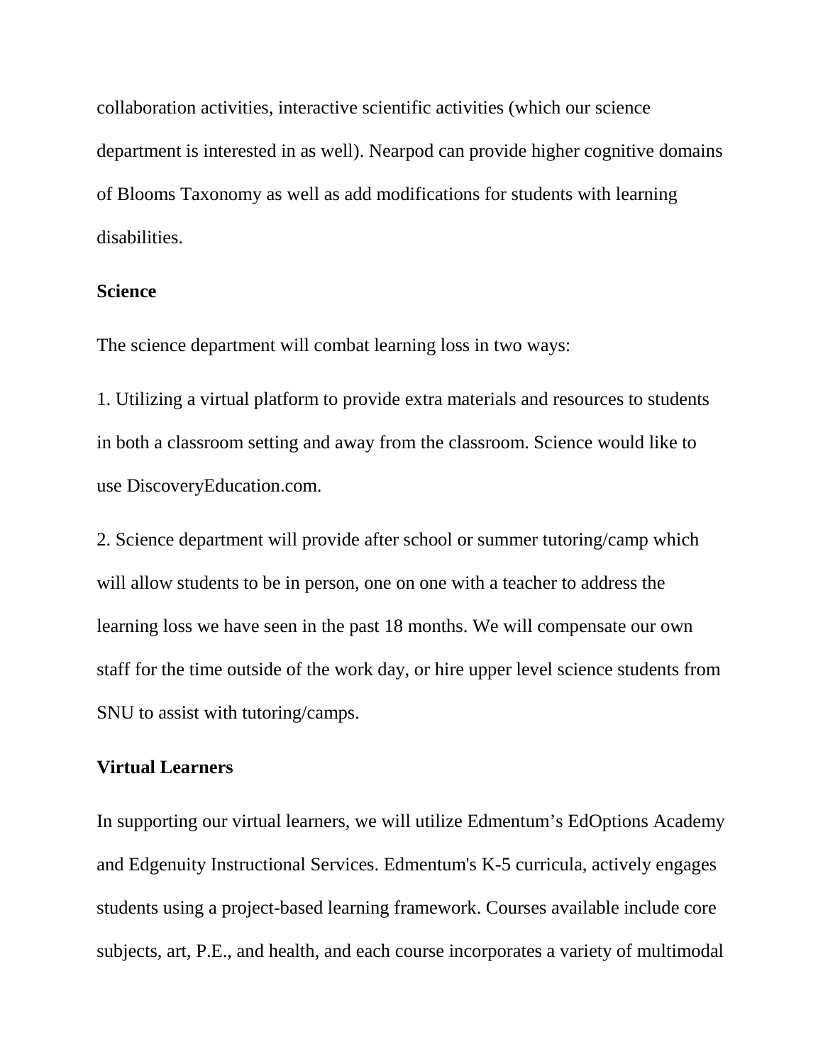collaboration activities, interactive scientific activities (which our science department is interested in as well). Nearpod can provide higher cognitive domains of Blooms Taxonomy as well as add modifications for students with learning disabilities.

**Science**

The science department will combat learning loss in two ways:

1. Utilizing a virtual platform to provide extra materials and resources to students in both a classroom setting and away from the classroom. Science would like to use DiscoveryEducation.com.

2. Science department will provide after school or summer tutoring/camp which will allow students to be in person, one on one with a teacher to address the learning loss we have seen in the past 18 months. We will compensate our own staff for the time outside of the work day, or hire upper level science students from SNU to assist with tutoring/camps.

**Virtual Learners**

In supporting our virtual learners, we will utilize Edmentum's EdOptions Academy and Edgenuity Instructional Services. Edmentum's K-5 curricula, actively engages students using a project-based learning framework. Courses available include core subjects, art, P.E., and health, and each course incorporates a variety of multimodal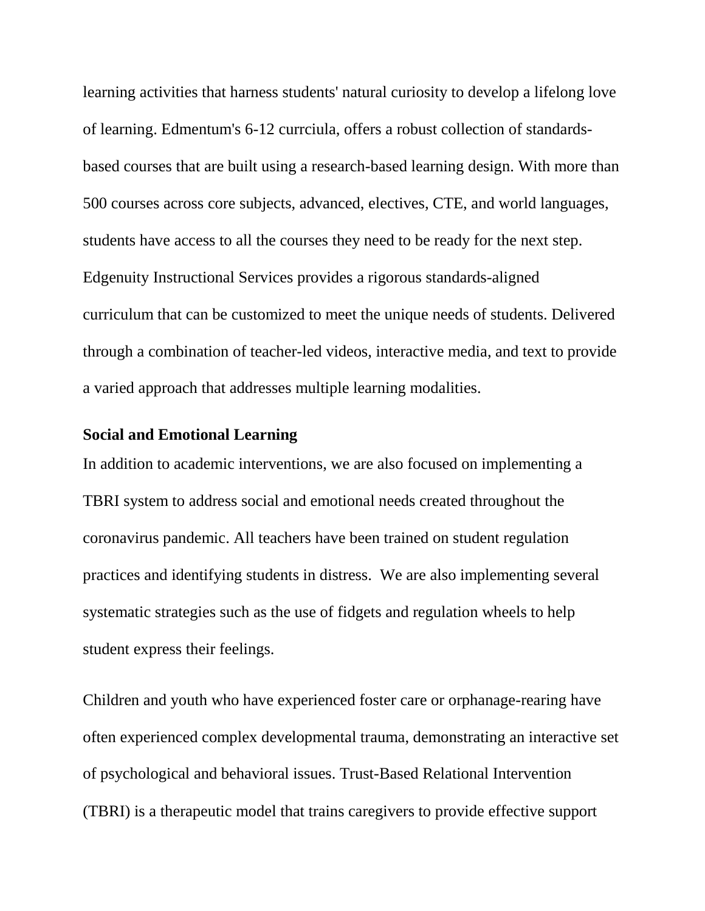learning activities that harness students' natural curiosity to develop a lifelong love of learning. Edmentum's 6-12 currciula, offers a robust collection of standards-based courses that are built using a research-based learning design. With more than 500 courses across core subjects, advanced, electives, CTE, and world languages, students have access to all the courses they need to be ready for the next step. Edgenuity Instructional Services provides a rigorous standards-aligned curriculum that can be customized to meet the unique needs of students. Delivered through a combination of teacher-led videos, interactive media, and text to provide a varied approach that addresses multiple learning modalities.

**Social and Emotional Learning**

In addition to academic interventions, we are also focused on implementing a TBRI system to address social and emotional needs created throughout the coronavirus pandemic. All teachers have been trained on student regulation practices and identifying students in distress. We are also implementing several systematic strategies such as the use of fidgets and regulation wheels to help student express their feelings.

Children and youth who have experienced foster care or orphanage-rearing have often experienced complex developmental trauma, demonstrating an interactive set of psychological and behavioral issues. Trust-Based Relational Intervention (TBRI) is a therapeutic model that trains caregivers to provide effective support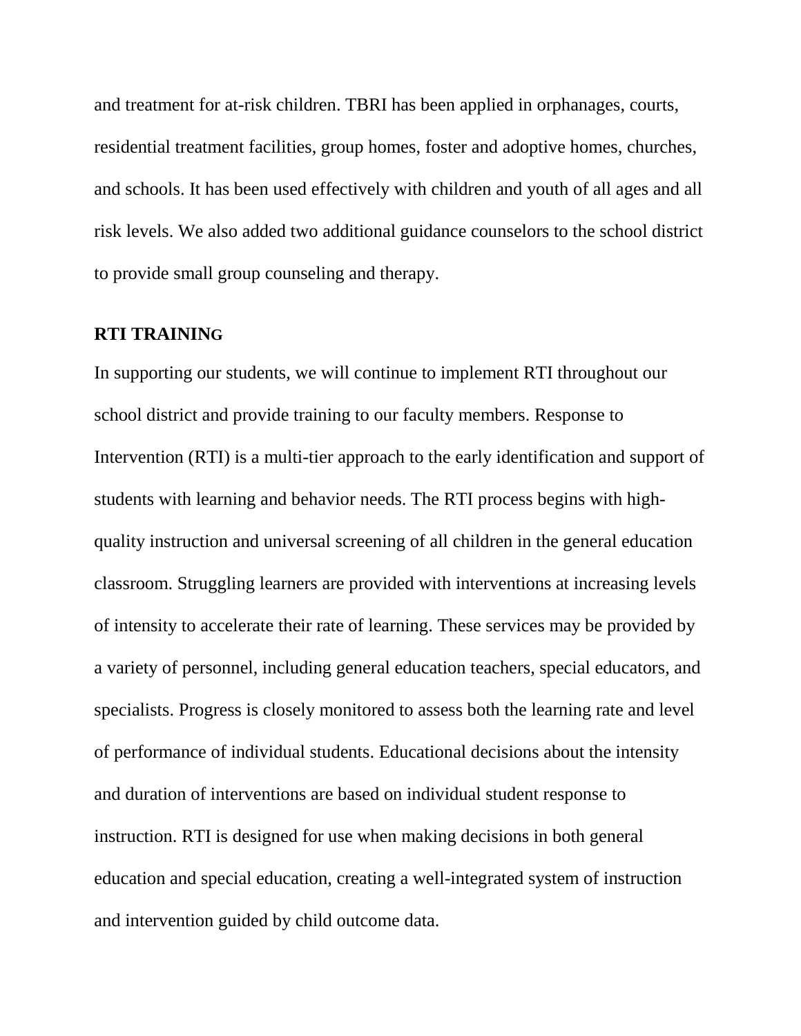and treatment for at-risk children. TBRI has been applied in orphanages, courts, residential treatment facilities, group homes, foster and adoptive homes, churches, and schools. It has been used effectively with children and youth of all ages and all risk levels. We also added two additional guidance counselors to the school district to provide small group counseling and therapy.

**RTI TRAINING**

In supporting our students, we will continue to implement RTI throughout our school district and provide training to our faculty members. Response to Intervention (RTI) is a multi-tier approach to the early identification and support of students with learning and behavior needs. The RTI process begins with high-quality instruction and universal screening of all children in the general education classroom. Struggling learners are provided with interventions at increasing levels of intensity to accelerate their rate of learning. These services may be provided by a variety of personnel, including general education teachers, special educators, and specialists. Progress is closely monitored to assess both the learning rate and level of performance of individual students. Educational decisions about the intensity and duration of interventions are based on individual student response to instruction. RTI is designed for use when making decisions in both general education and special education, creating a well-integrated system of instruction and intervention guided by child outcome data.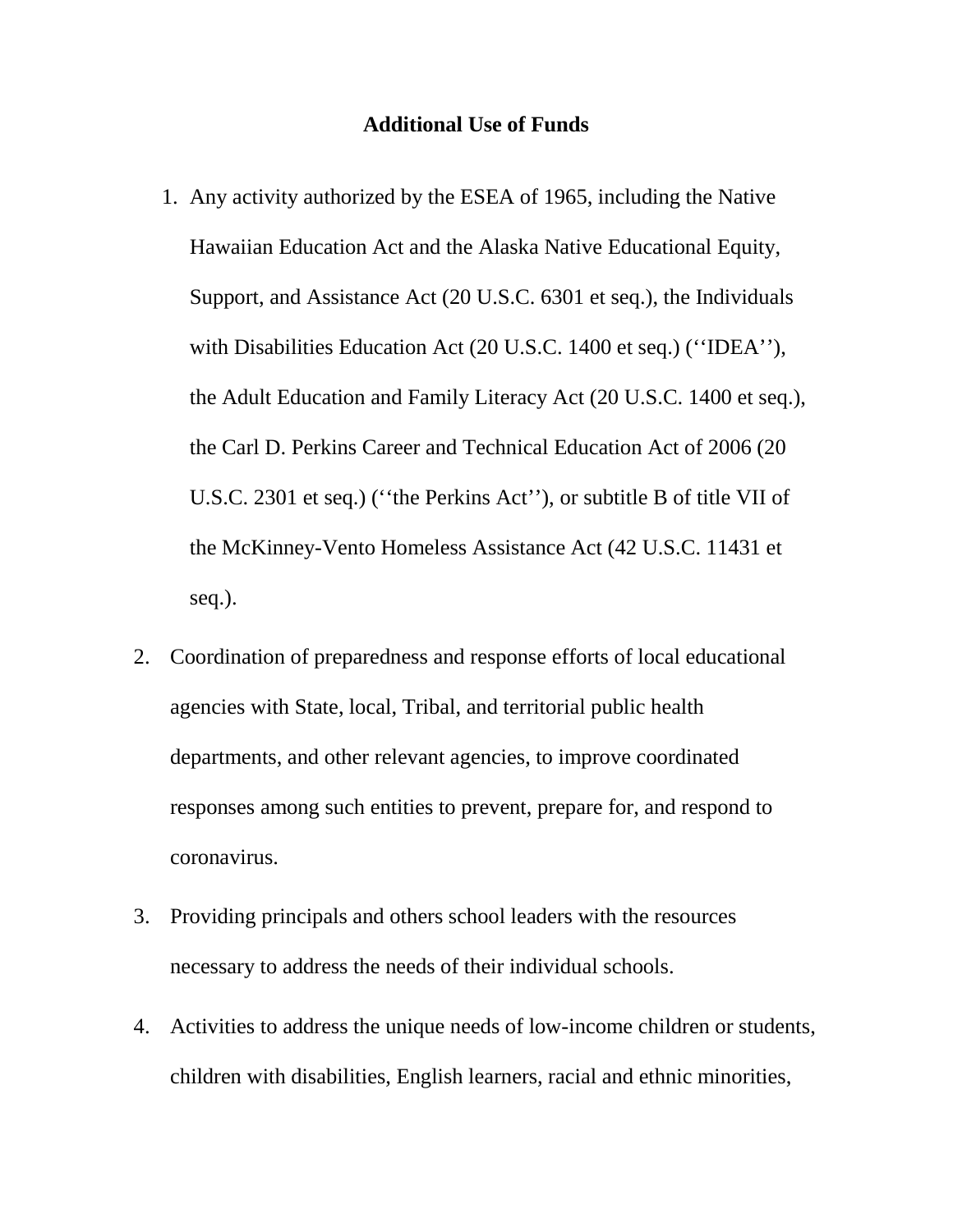## Additional Use of Funds

1. Any activity authorized by the ESEA of 1965, including the Native Hawaiian Education Act and the Alaska Native Educational Equity, Support, and Assistance Act (20 U.S.C. 6301 et seq.), the Individuals with Disabilities Education Act (20 U.S.C. 1400 et seq.) (‘‘IDEA’’), the Adult Education and Family Literacy Act (20 U.S.C. 1400 et seq.), the Carl D. Perkins Career and Technical Education Act of 2006 (20 U.S.C. 2301 et seq.) (‘‘the Perkins Act’’), or subtitle B of title VII of the McKinney-Vento Homeless Assistance Act (42 U.S.C. 11431 et seq.).
2. Coordination of preparedness and response efforts of local educational agencies with State, local, Tribal, and territorial public health departments, and other relevant agencies, to improve coordinated responses among such entities to prevent, prepare for, and respond to coronavirus.
3. Providing principals and others school leaders with the resources necessary to address the needs of their individual schools.
4. Activities to address the unique needs of low-income children or students, children with disabilities, English learners, racial and ethnic minorities,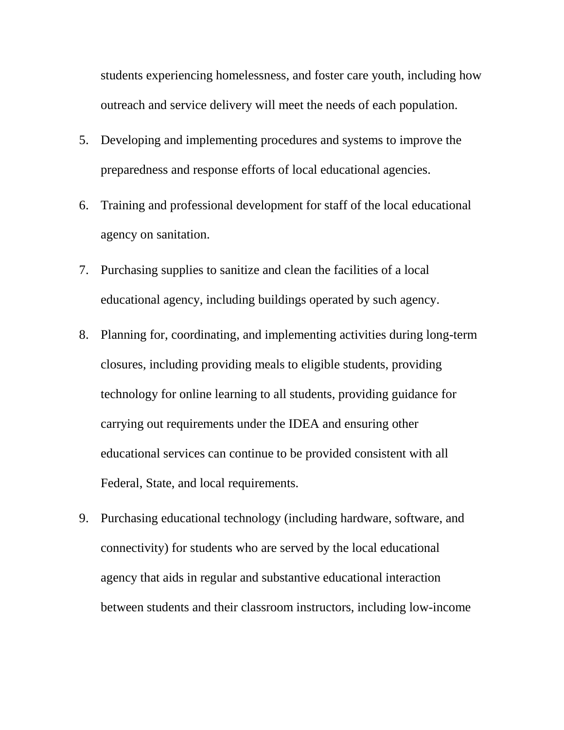students experiencing homelessness, and foster care youth, including how outreach and service delivery will meet the needs of each population.

5. Developing and implementing procedures and systems to improve the preparedness and response efforts of local educational agencies.
6. Training and professional development for staff of the local educational agency on sanitation.
7. Purchasing supplies to sanitize and clean the facilities of a local educational agency, including buildings operated by such agency.
8. Planning for, coordinating, and implementing activities during long-term closures, including providing meals to eligible students, providing technology for online learning to all students, providing guidance for carrying out requirements under the IDEA and ensuring other educational services can continue to be provided consistent with all Federal, State, and local requirements.
9. Purchasing educational technology (including hardware, software, and connectivity) for students who are served by the local educational agency that aids in regular and substantive educational interaction between students and their classroom instructors, including low-income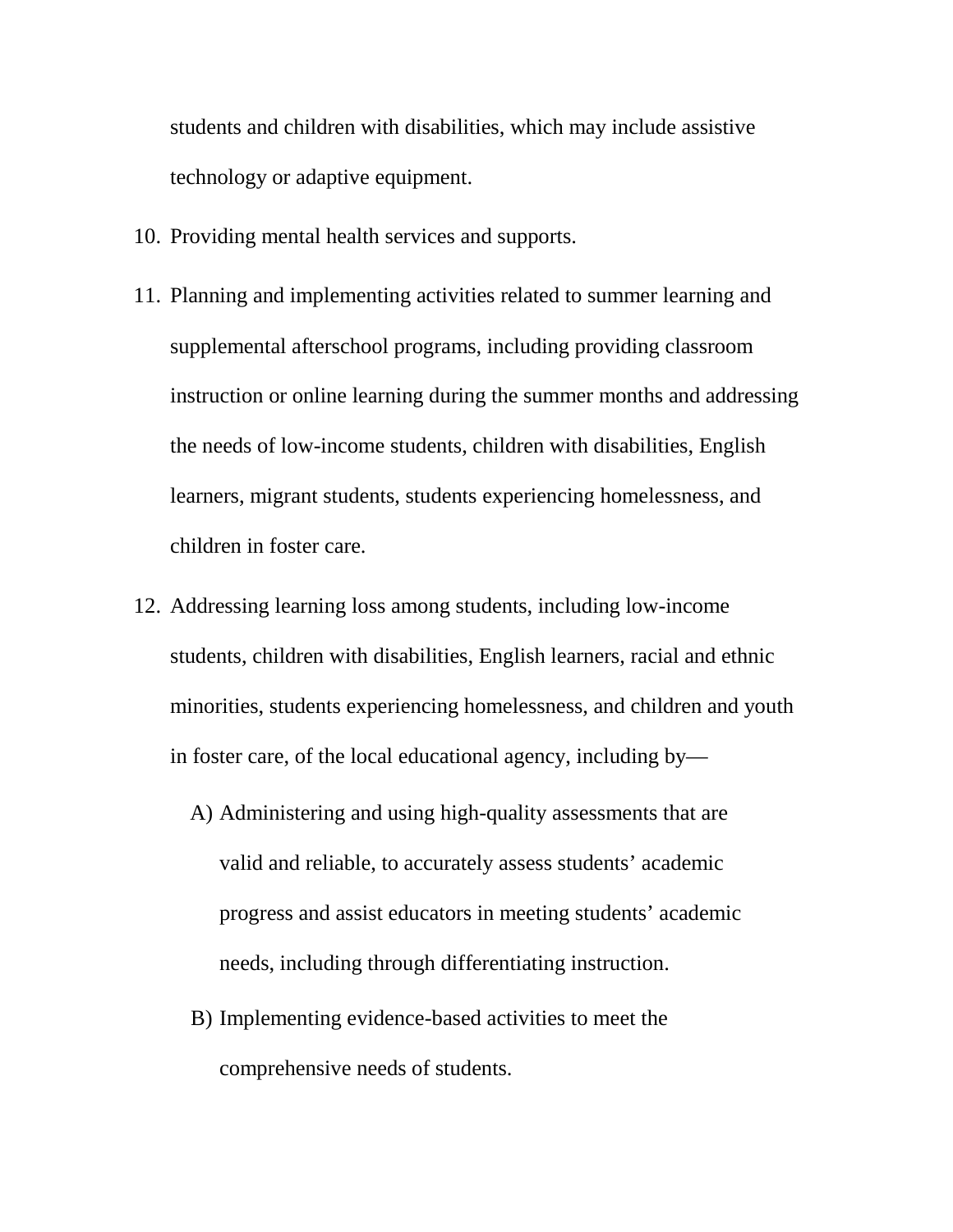students and children with disabilities, which may include assistive technology or adaptive equipment.

10. Providing mental health services and supports.
11. Planning and implementing activities related to summer learning and supplemental afterschool programs, including providing classroom instruction or online learning during the summer months and addressing the needs of low-income students, children with disabilities, English learners, migrant students, students experiencing homelessness, and children in foster care.
12. Addressing learning loss among students, including low-income students, children with disabilities, English learners, racial and ethnic minorities, students experiencing homelessness, and children and youth in foster care, of the local educational agency, including by—
    A) Administering and using high-quality assessments that are valid and reliable, to accurately assess students' academic progress and assist educators in meeting students' academic needs, including through differentiating instruction.
    B) Implementing evidence-based activities to meet the comprehensive needs of students.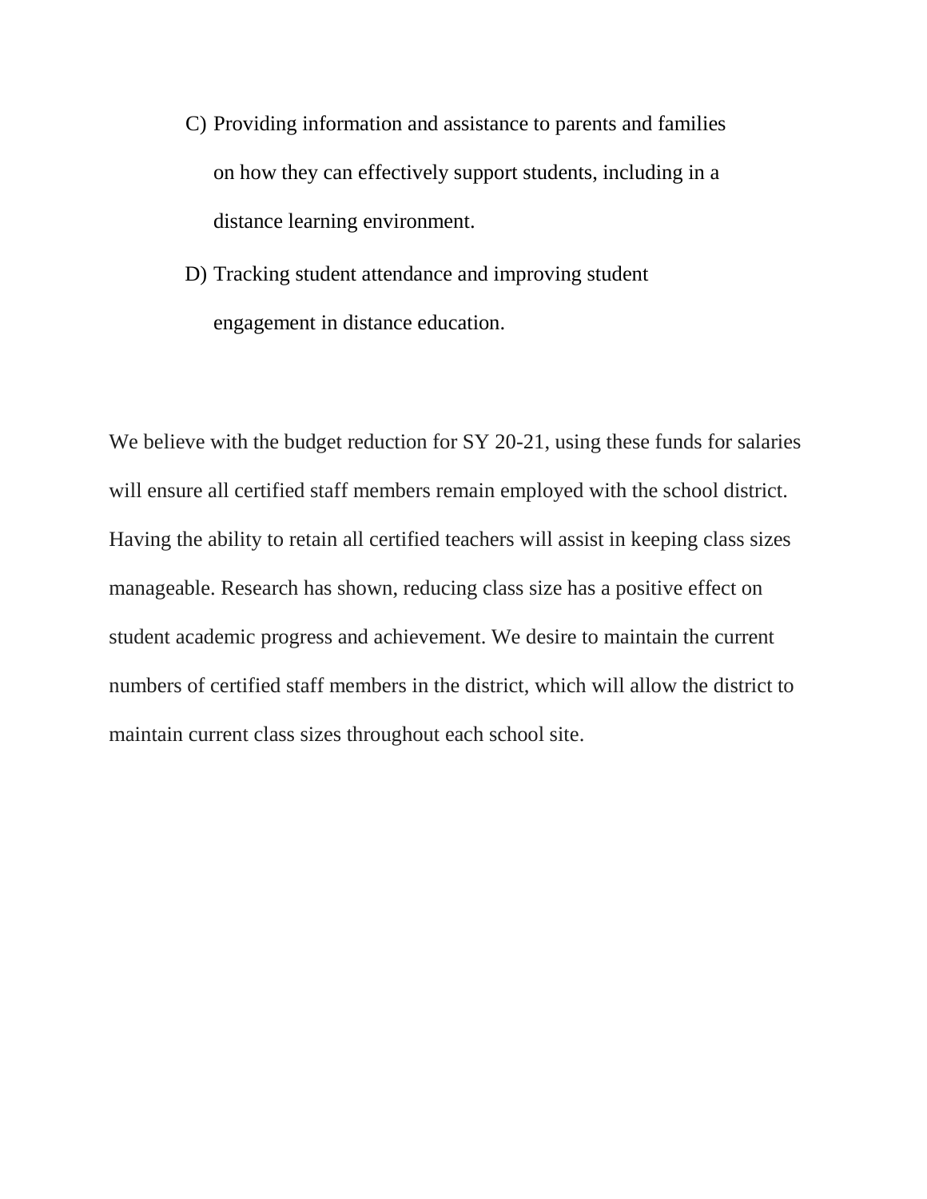C) Providing information and assistance to parents and families on how they can effectively support students, including in a distance learning environment.

D) Tracking student attendance and improving student engagement in distance education.

We believe with the budget reduction for SY 20-21, using these funds for salaries will ensure all certified staff members remain employed with the school district. Having the ability to retain all certified teachers will assist in keeping class sizes manageable. Research has shown, reducing class size has a positive effect on student academic progress and achievement. We desire to maintain the current numbers of certified staff members in the district, which will allow the district to maintain current class sizes throughout each school site.